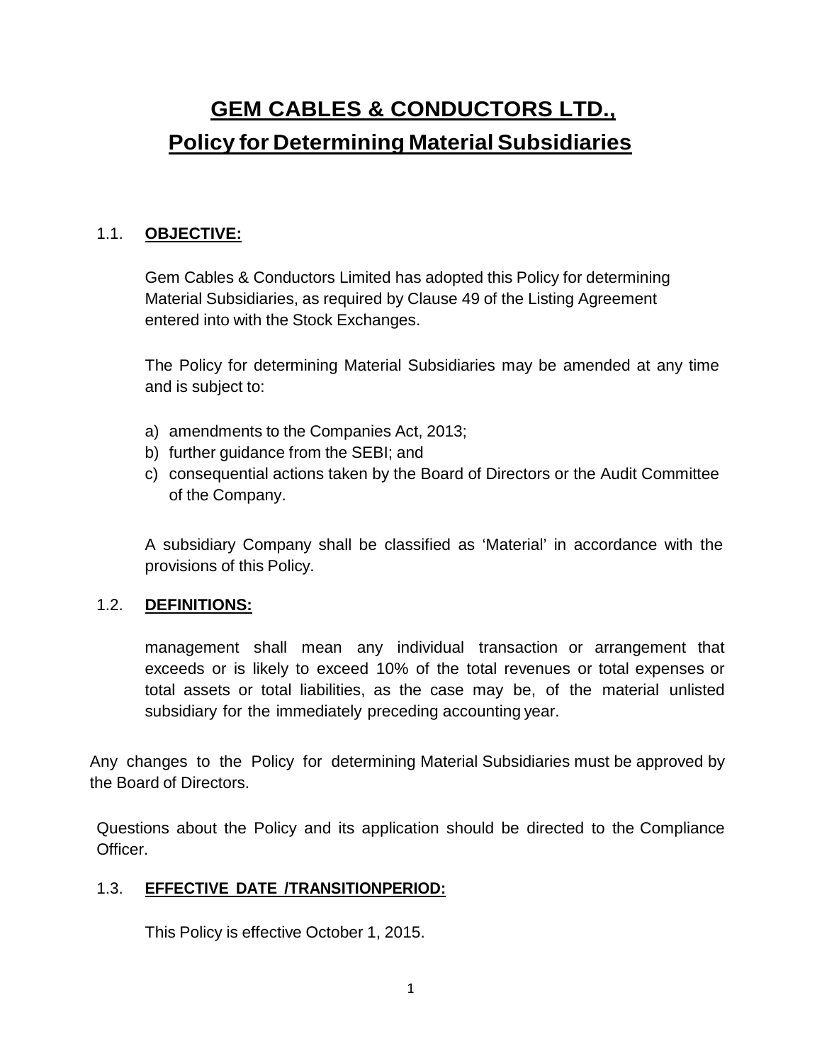# GEM CABLES & CONDUCTORS LTD.,

# Policy for Determining Material Subsidiaries

## 1.1. OBJECTIVE:

Gem Cables & Conductors Limited has adopted this Policy for determining Material Subsidiaries, as required by Clause 49 of the Listing Agreement entered into with the Stock Exchanges.

The Policy for determining Material Subsidiaries may be amended at any time and is subject to:

a) amendments to the Companies Act, 2013;
b) further guidance from the SEBI; and
c) consequential actions taken by the Board of Directors or the Audit Committee of the Company.

A subsidiary Company shall be classified as 'Material' in accordance with the provisions of this Policy.

## 1.2. DEFINITIONS:

management shall mean any individual transaction or arrangement that exceeds or is likely to exceed 10% of the total revenues or total expenses or total assets or total liabilities, as the case may be, of the material unlisted subsidiary for the immediately preceding accounting year.

Any changes to the Policy for determining Material Subsidiaries must be approved by the Board of Directors.

Questions about the Policy and its application should be directed to the Compliance Officer.

## 1.3. EFFECTIVE DATE /TRANSITIONPERIOD:

This Policy is effective October 1, 2015.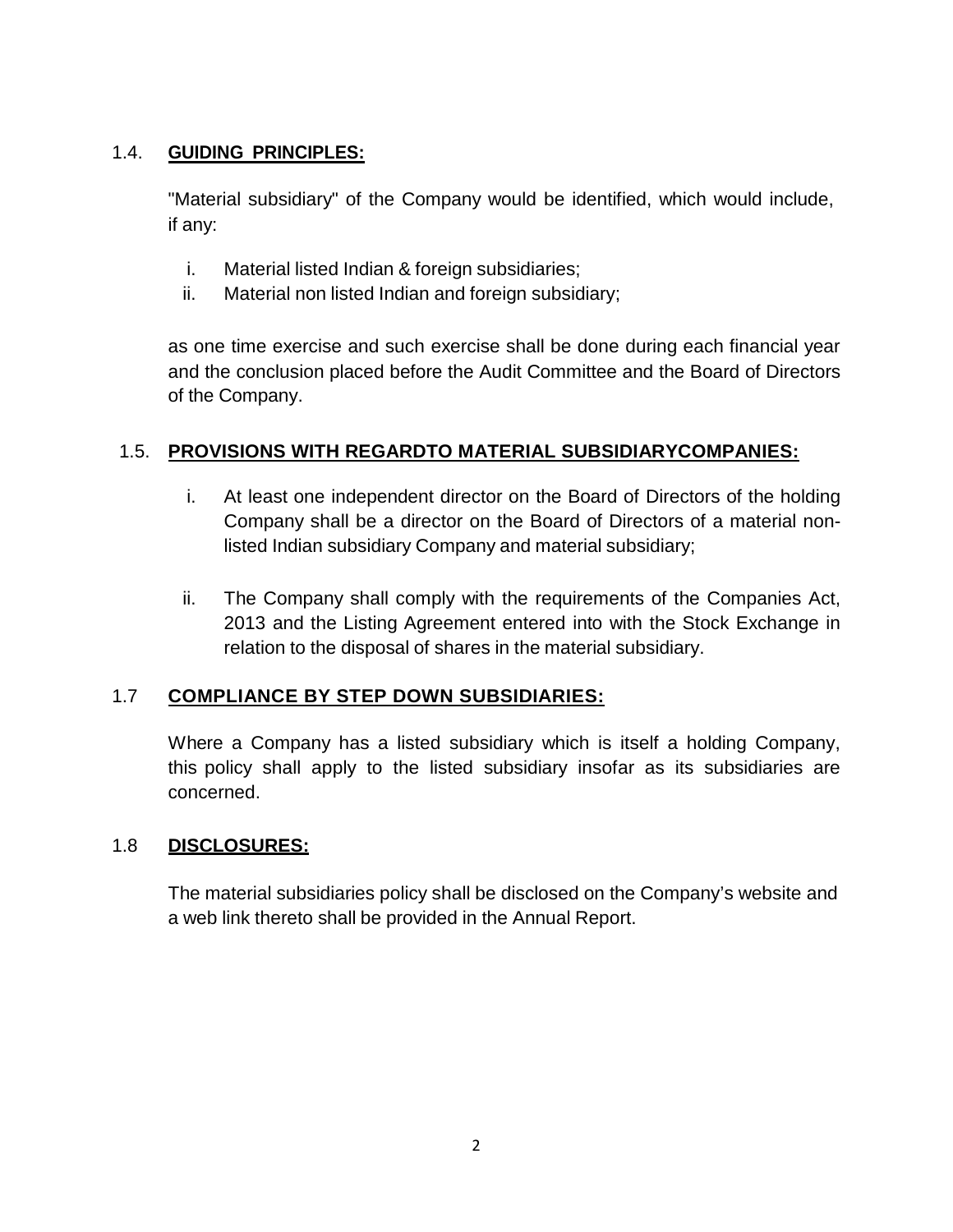## 1.4. GUIDING PRINCIPLES:

"Material subsidiary" of the Company would be identified, which would include, if any:

i. Material listed Indian & foreign subsidiaries;
ii. Material non listed Indian and foreign subsidiary;

as one time exercise and such exercise shall be done during each financial year and the conclusion placed before the Audit Committee and the Board of Directors of the Company.

## 1.5. PROVISIONS WITH REGARDTO MATERIAL SUBSIDIARYCOMPANIES:

i. At least one independent director on the Board of Directors of the holding Company shall be a director on the Board of Directors of a material non-listed Indian subsidiary Company and material subsidiary;

ii. The Company shall comply with the requirements of the Companies Act, 2013 and the Listing Agreement entered into with the Stock Exchange in relation to the disposal of shares in the material subsidiary.

## 1.7 COMPLIANCE BY STEP DOWN SUBSIDIARIES:

Where a Company has a listed subsidiary which is itself a holding Company, this policy shall apply to the listed subsidiary insofar as its subsidiaries are concerned.

## 1.8 DISCLOSURES:

The material subsidiaries policy shall be disclosed on the Company's website and a web link thereto shall be provided in the Annual Report.